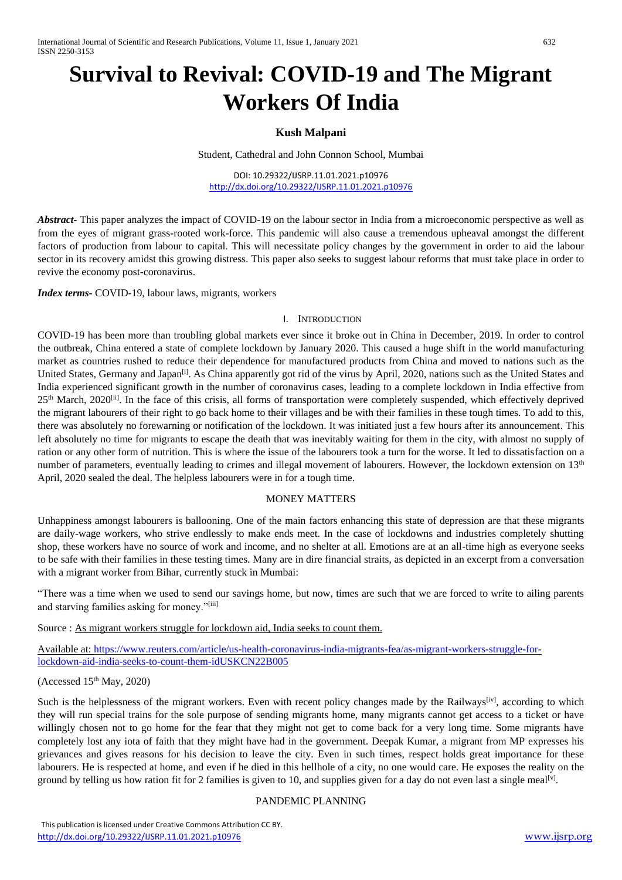# Survival to Revival: COVID-19 and The Migrant Workers Of India

**Kush Malpani**

Student, Cathedral and John Connon School, Mumbai

DOI: 10.29322/IJSRP.11.01.2021.p10976
http://dx.doi.org/10.29322/IJSRP.11.01.2021.p10976

***Abstract-*** This paper analyzes the impact of COVID-19 on the labour sector in India from a microeconomic perspective as well as from the eyes of migrant grass-rooted work-force. This pandemic will also cause a tremendous upheaval amongst the different factors of production from labour to capital. This will necessitate policy changes by the government in order to aid the labour sector in its recovery amidst this growing distress. This paper also seeks to suggest labour reforms that must take place in order to revive the economy post-coronavirus.

***Index terms-*** COVID-19, labour laws, migrants, workers

## I. Introduction

COVID-19 has been more than troubling global markets ever since it broke out in China in December, 2019. In order to control the outbreak, China entered a state of complete lockdown by January 2020. This caused a huge shift in the world manufacturing market as countries rushed to reduce their dependence for manufactured products from China and moved to nations such as the United States, Germany and Japan[i]. As China apparently got rid of the virus by April, 2020, nations such as the United States and India experienced significant growth in the number of coronavirus cases, leading to a complete lockdown in India effective from 25th March, 2020[ii]. In the face of this crisis, all forms of transportation were completely suspended, which effectively deprived the migrant labourers of their right to go back home to their villages and be with their families in these tough times. To add to this, there was absolutely no forewarning or notification of the lockdown. It was initiated just a few hours after its announcement. This left absolutely no time for migrants to escape the death that was inevitably waiting for them in the city, with almost no supply of ration or any other form of nutrition. This is where the issue of the labourers took a turn for the worse. It led to dissatisfaction on a number of parameters, eventually leading to crimes and illegal movement of labourers. However, the lockdown extension on 13th April, 2020 sealed the deal. The helpless labourers were in for a tough time.

## MONEY MATTERS

Unhappiness amongst labourers is ballooning. One of the main factors enhancing this state of depression are that these migrants are daily-wage workers, who strive endlessly to make ends meet. In the case of lockdowns and industries completely shutting shop, these workers have no source of work and income, and no shelter at all. Emotions are at an all-time high as everyone seeks to be safe with their families in these testing times. Many are in dire financial straits, as depicted in an excerpt from a conversation with a migrant worker from Bihar, currently stuck in Mumbai:

"There was a time when we used to send our savings home, but now, times are such that we are forced to write to ailing parents and starving families asking for money."[iii]

Source : As migrant workers struggle for lockdown aid, India seeks to count them.

Available at: https://www.reuters.com/article/us-health-coronavirus-india-migrants-fea/as-migrant-workers-struggle-for-lockdown-aid-india-seeks-to-count-them-idUSKCN22B005

(Accessed 15th May, 2020)

Such is the helplessness of the migrant workers. Even with recent policy changes made by the Railways[iv], according to which they will run special trains for the sole purpose of sending migrants home, many migrants cannot get access to a ticket or have willingly chosen not to go home for the fear that they might not get to come back for a very long time. Some migrants have completely lost any iota of faith that they might have had in the government. Deepak Kumar, a migrant from MP expresses his grievances and gives reasons for his decision to leave the city. Even in such times, respect holds great importance for these labourers. He is respected at home, and even if he died in this hellhole of a city, no one would care. He exposes the reality on the ground by telling us how ration fit for 2 families is given to 10, and supplies given for a day do not even last a single meal[v].

## PANDEMIC PLANNING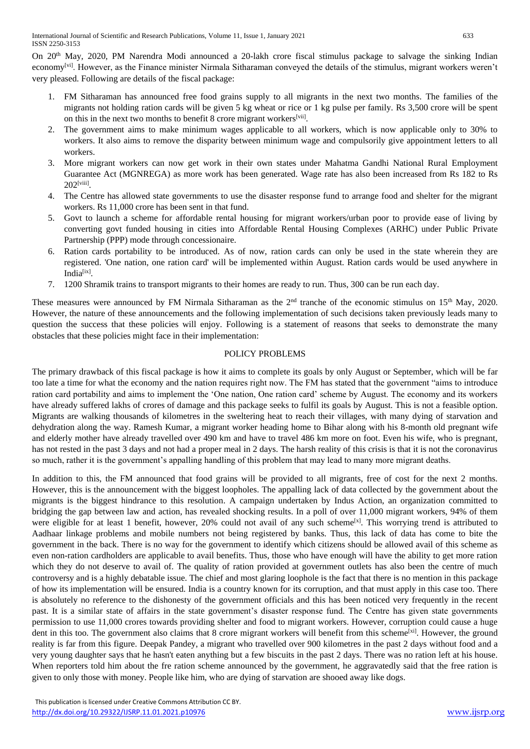On 20th May, 2020, PM Narendra Modi announced a 20-lakh crore fiscal stimulus package to salvage the sinking Indian economy[vi]. However, as the Finance minister Nirmala Sitharaman conveyed the details of the stimulus, migrant workers weren't very pleased. Following are details of the fiscal package:

1. FM Sitharaman has announced free food grains supply to all migrants in the next two months. The families of the migrants not holding ration cards will be given 5 kg wheat or rice or 1 kg pulse per family. Rs 3,500 crore will be spent on this in the next two months to benefit 8 crore migrant workers[vii].
2. The government aims to make minimum wages applicable to all workers, which is now applicable only to 30% to workers. It also aims to remove the disparity between minimum wage and compulsorily give appointment letters to all workers.
3. More migrant workers can now get work in their own states under Mahatma Gandhi National Rural Employment Guarantee Act (MGNREGA) as more work has been generated. Wage rate has also been increased from Rs 182 to Rs 202[viii].
4. The Centre has allowed state governments to use the disaster response fund to arrange food and shelter for the migrant workers. Rs 11,000 crore has been sent in that fund.
5. Govt to launch a scheme for affordable rental housing for migrant workers/urban poor to provide ease of living by converting govt funded housing in cities into Affordable Rental Housing Complexes (ARHC) under Public Private Partnership (PPP) mode through concessionaire.
6. Ration cards portability to be introduced. As of now, ration cards can only be used in the state wherein they are registered. 'One nation, one ration card' will be implemented within August. Ration cards would be used anywhere in India[ix].
7. 1200 Shramik trains to transport migrants to their homes are ready to run. Thus, 300 can be run each day.

These measures were announced by FM Nirmala Sitharaman as the 2nd tranche of the economic stimulus on 15th May, 2020. However, the nature of these announcements and the following implementation of such decisions taken previously leads many to question the success that these policies will enjoy. Following is a statement of reasons that seeks to demonstrate the many obstacles that these policies might face in their implementation:

## POLICY PROBLEMS

The primary drawback of this fiscal package is how it aims to complete its goals by only August or September, which will be far too late a time for what the economy and the nation requires right now. The FM has stated that the government "aims to introduce ration card portability and aims to implement the 'One nation, One ration card' scheme by August. The economy and its workers have already suffered lakhs of crores of damage and this package seeks to fulfil its goals by August. This is not a feasible option. Migrants are walking thousands of kilometres in the sweltering heat to reach their villages, with many dying of starvation and dehydration along the way. Ramesh Kumar, a migrant worker heading home to Bihar along with his 8-month old pregnant wife and elderly mother have already travelled over 490 km and have to travel 486 km more on foot. Even his wife, who is pregnant, has not rested in the past 3 days and not had a proper meal in 2 days. The harsh reality of this crisis is that it is not the coronavirus so much, rather it is the government's appalling handling of this problem that may lead to many more migrant deaths.

In addition to this, the FM announced that food grains will be provided to all migrants, free of cost for the next 2 months. However, this is the announcement with the biggest loopholes. The appalling lack of data collected by the government about the migrants is the biggest hindrance to this resolution. A campaign undertaken by Indus Action, an organization committed to bridging the gap between law and action, has revealed shocking results. In a poll of over 11,000 migrant workers, 94% of them were eligible for at least 1 benefit, however, 20% could not avail of any such scheme[x]. This worrying trend is attributed to Aadhaar linkage problems and mobile numbers not being registered by banks. Thus, this lack of data has come to bite the government in the back. There is no way for the government to identify which citizens should be allowed avail of this scheme as even non-ration cardholders are applicable to avail benefits. Thus, those who have enough will have the ability to get more ration which they do not deserve to avail of. The quality of ration provided at government outlets has also been the centre of much controversy and is a highly debatable issue. The chief and most glaring loophole is the fact that there is no mention in this package of how its implementation will be ensured. India is a country known for its corruption, and that must apply in this case too. There is absolutely no reference to the dishonesty of the government officials and this has been noticed very frequently in the recent past. It is a similar state of affairs in the state government's disaster response fund. The Centre has given state governments permission to use 11,000 crores towards providing shelter and food to migrant workers. However, corruption could cause a huge dent in this too. The government also claims that 8 crore migrant workers will benefit from this scheme[xi]. However, the ground reality is far from this figure. Deepak Pandey, a migrant who travelled over 900 kilometres in the past 2 days without food and a very young daughter says that he hasn't eaten anything but a few biscuits in the past 2 days. There was no ration left at his house. When reporters told him about the fre ration scheme announced by the government, he aggravatedly said that the free ration is given to only those with money. People like him, who are dying of starvation are shooed away like dogs.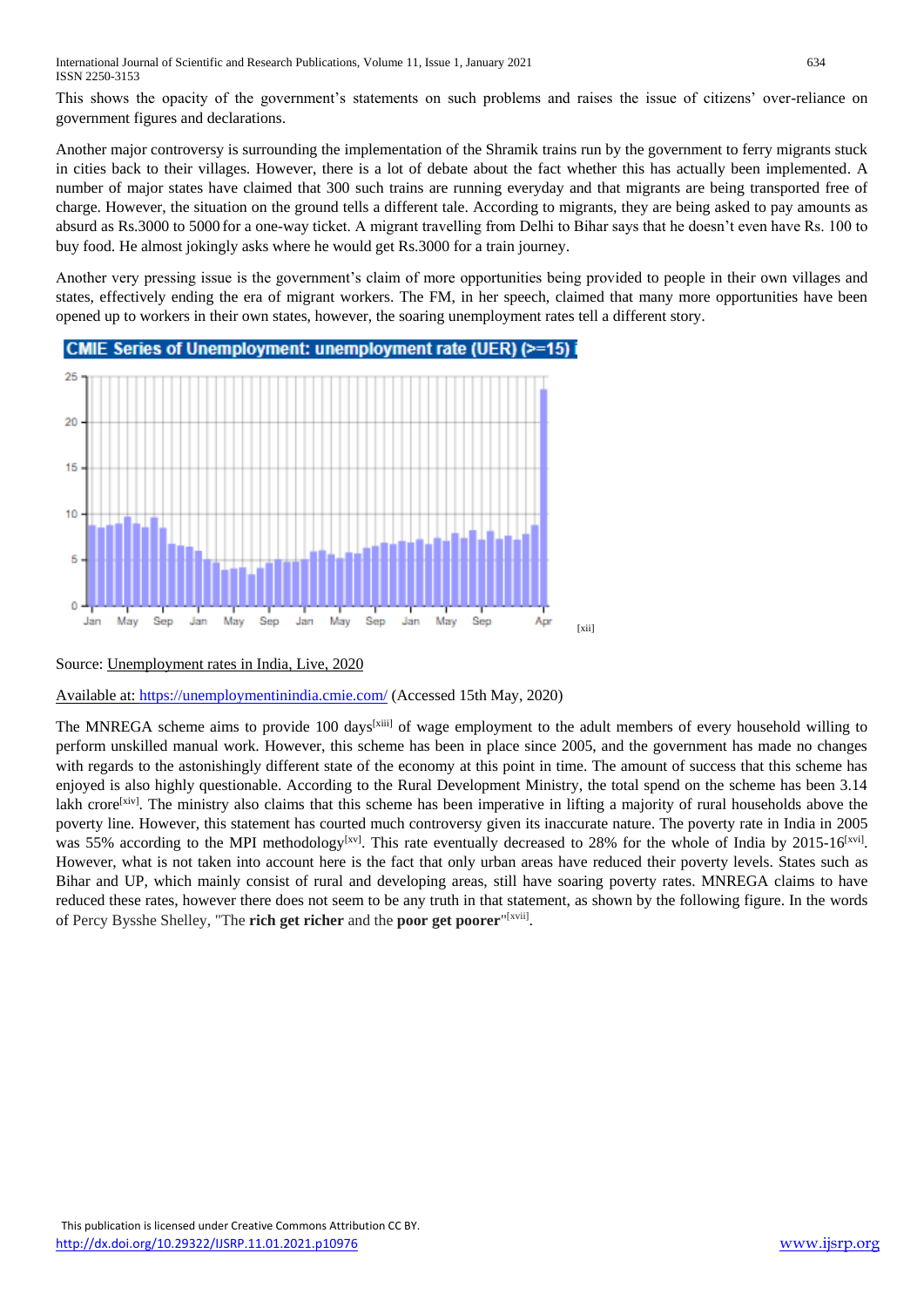This shows the opacity of the government's statements on such problems and raises the issue of citizens' over-reliance on government figures and declarations.

Another major controversy is surrounding the implementation of the Shramik trains run by the government to ferry migrants stuck in cities back to their villages. However, there is a lot of debate about the fact whether this has actually been implemented. A number of major states have claimed that 300 such trains are running everyday and that migrants are being transported free of charge. However, the situation on the ground tells a different tale. According to migrants, they are being asked to pay amounts as absurd as Rs.3000 to 5000 for a one-way ticket. A migrant travelling from Delhi to Bihar says that he doesn't even have Rs. 100 to buy food. He almost jokingly asks where he would get Rs.3000 for a train journey.

Another very pressing issue is the government's claim of more opportunities being provided to people in their own villages and states, effectively ending the era of migrant workers. The FM, in her speech, claimed that many more opportunities have been opened up to workers in their own states, however, the soaring unemployment rates tell a different story.

CMIE Series of Unemployment: unemployment rate (UER) (>=15)

[xii]

Source: Unemployment rates in India, Live, 2020

Available at: https://unemploymentinindia.cmie.com/ (Accessed 15th May, 2020)

The MNREGA scheme aims to provide 100 days[xiii] of wage employment to the adult members of every household willing to perform unskilled manual work. However, this scheme has been in place since 2005, and the government has made no changes with regards to the astonishingly different state of the economy at this point in time. The amount of success that this scheme has enjoyed is also highly questionable. According to the Rural Development Ministry, the total spend on the scheme has been 3.14 lakh crore[xiv]. The ministry also claims that this scheme has been imperative in lifting a majority of rural households above the poverty line. However, this statement has courted much controversy given its inaccurate nature. The poverty rate in India in 2005 was 55% according to the MPI methodology[xv]. This rate eventually decreased to 28% for the whole of India by 2015-16[xvi]. However, what is not taken into account here is the fact that only urban areas have reduced their poverty levels. States such as Bihar and UP, which mainly consist of rural and developing areas, still have soaring poverty rates. MNREGA claims to have reduced these rates, however there does not seem to be any truth in that statement, as shown by the following figure. In the words of Percy Bysshe Shelley, "The **rich get richer** and the **poor get poorer**"[xvii].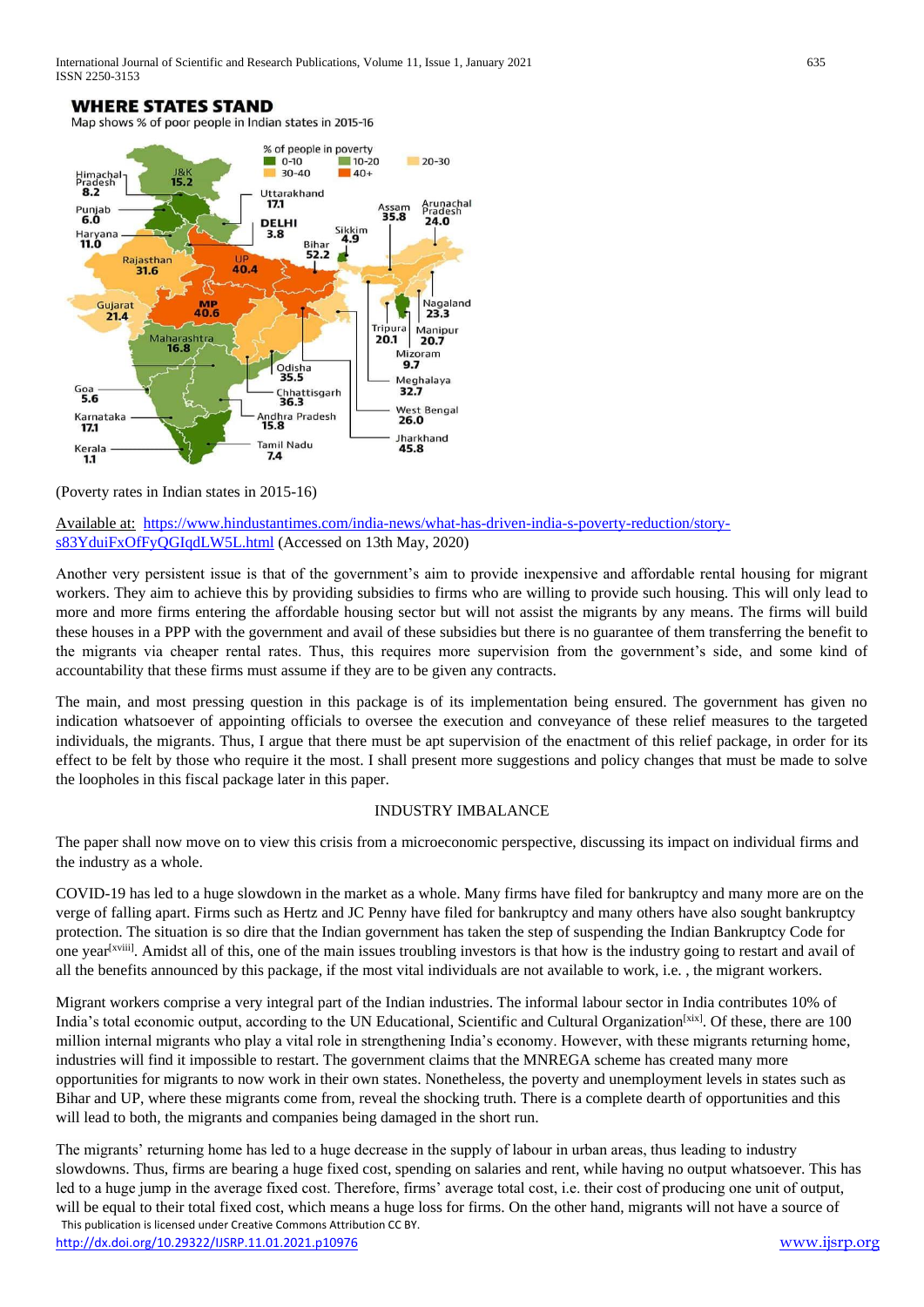(Poverty rates in Indian states in 2015-16)

Available at: https://www.hindustantimes.com/india-news/what-has-driven-india-s-poverty-reduction/story-s83YduiFxOfFyQGIqdLW5L.html (Accessed on 13th May, 2020)

Another very persistent issue is that of the government's aim to provide inexpensive and affordable rental housing for migrant workers. They aim to achieve this by providing subsidies to firms who are willing to provide such housing. This will only lead to more and more firms entering the affordable housing sector but will not assist the migrants by any means. The firms will build these houses in a PPP with the government and avail of these subsidies but there is no guarantee of them transferring the benefit to the migrants via cheaper rental rates. Thus, this requires more supervision from the government's side, and some kind of accountability that these firms must assume if they are to be given any contracts.

The main, and most pressing question in this package is of its implementation being ensured. The government has given no indication whatsoever of appointing officials to oversee the execution and conveyance of these relief measures to the targeted individuals, the migrants. Thus, I argue that there must be apt supervision of the enactment of this relief package, in order for its effect to be felt by those who require it the most. I shall present more suggestions and policy changes that must be made to solve the loopholes in this fiscal package later in this paper.

## INDUSTRY IMBALANCE

The paper shall now move on to view this crisis from a microeconomic perspective, discussing its impact on individual firms and the industry as a whole.

COVID-19 has led to a huge slowdown in the market as a whole. Many firms have filed for bankruptcy and many more are on the verge of falling apart. Firms such as Hertz and JC Penny have filed for bankruptcy and many others have also sought bankruptcy protection. The situation is so dire that the Indian government has taken the step of suspending the Indian Bankruptcy Code for one year[xviii]. Amidst all of this, one of the main issues troubling investors is that how is the industry going to restart and avail of all the benefits announced by this package, if the most vital individuals are not available to work, i.e. , the migrant workers.

Migrant workers comprise a very integral part of the Indian industries. The informal labour sector in India contributes 10% of India's total economic output, according to the UN Educational, Scientific and Cultural Organization[xix]. Of these, there are 100 million internal migrants who play a vital role in strengthening India's economy. However, with these migrants returning home, industries will find it impossible to restart. The government claims that the MNREGA scheme has created many more opportunities for migrants to now work in their own states. Nonetheless, the poverty and unemployment levels in states such as Bihar and UP, where these migrants come from, reveal the shocking truth. There is a complete dearth of opportunities and this will lead to both, the migrants and companies being damaged in the short run.

The migrants' returning home has led to a huge decrease in the supply of labour in urban areas, thus leading to industry slowdowns. Thus, firms are bearing a huge fixed cost, spending on salaries and rent, while having no output whatsoever. This has led to a huge jump in the average fixed cost. Therefore, firms' average total cost, i.e. their cost of producing one unit of output, will be equal to their total fixed cost, which means a huge loss for firms. On the other hand, migrants will not have a source of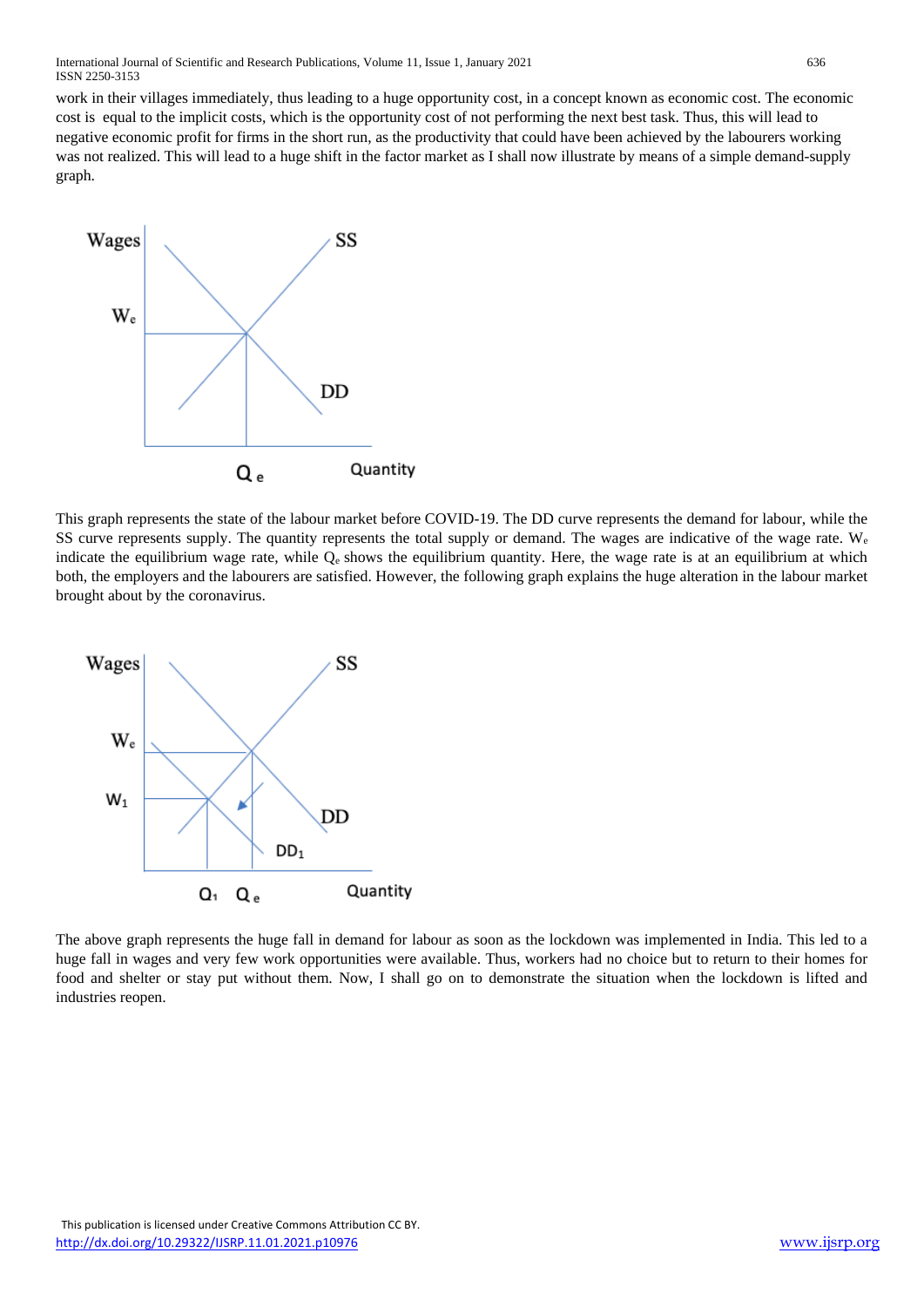work in their villages immediately, thus leading to a huge opportunity cost, in a concept known as economic cost. The economic cost is equal to the implicit costs, which is the opportunity cost of not performing the next best task. Thus, this will lead to negative economic profit for firms in the short run, as the productivity that could have been achieved by the labourers working was not realized. This will lead to a huge shift in the factor market as I shall now illustrate by means of a simple demand-supply graph.

This graph represents the state of the labour market before COVID-19. The DD curve represents the demand for labour, while the SS curve represents supply. The quantity represents the total supply or demand. The wages are indicative of the wage rate. $W_e$ indicate the equilibrium wage rate, while $Q_e$ shows the equilibrium quantity. Here, the wage rate is at an equilibrium at which both, the employers and the labourers are satisfied. However, the following graph explains the huge alteration in the labour market brought about by the coronavirus.

The above graph represents the huge fall in demand for labour as soon as the lockdown was implemented in India. This led to a huge fall in wages and very few work opportunities were available. Thus, workers had no choice but to return to their homes for food and shelter or stay put without them. Now, I shall go on to demonstrate the situation when the lockdown is lifted and industries reopen.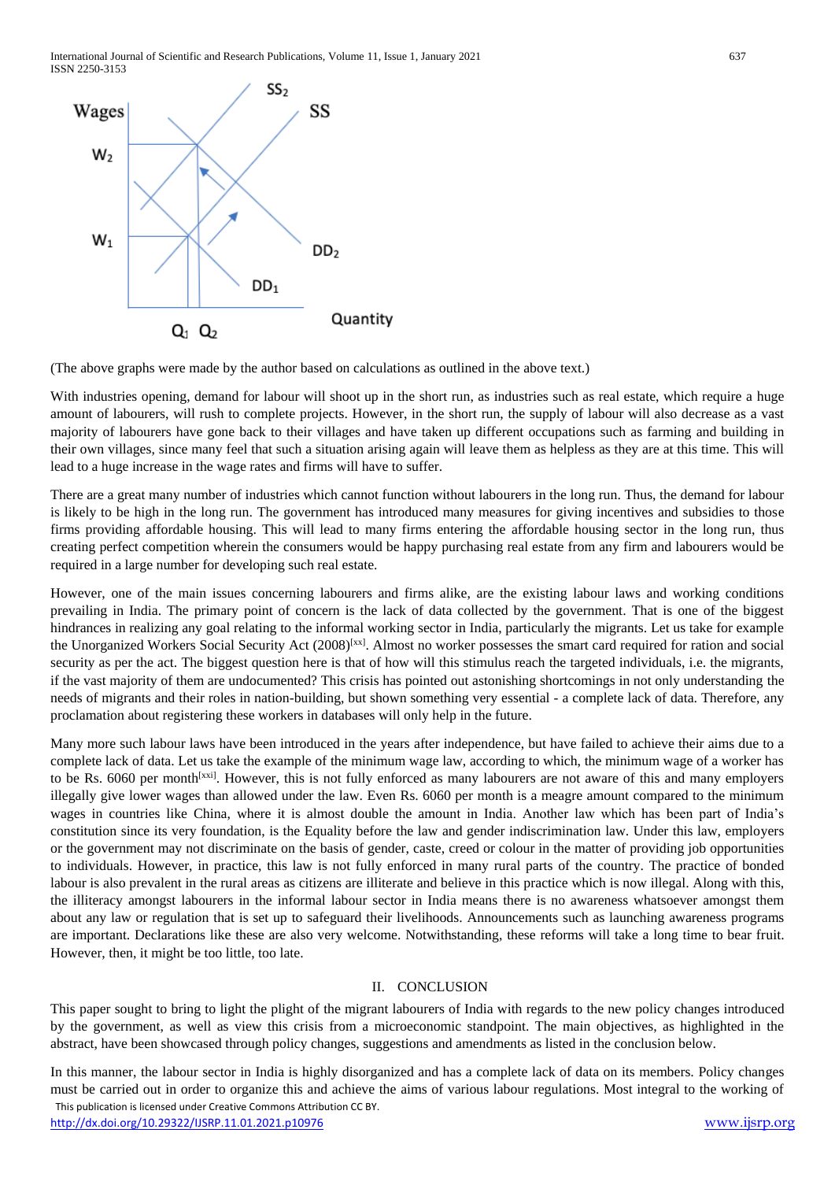(The above graphs were made by the author based on calculations as outlined in the above text.)

With industries opening, demand for labour will shoot up in the short run, as industries such as real estate, which require a huge amount of labourers, will rush to complete projects. However, in the short run, the supply of labour will also decrease as a vast majority of labourers have gone back to their villages and have taken up different occupations such as farming and building in their own villages, since many feel that such a situation arising again will leave them as helpless as they are at this time. This will lead to a huge increase in the wage rates and firms will have to suffer.

There are a great many number of industries which cannot function without labourers in the long run. Thus, the demand for labour is likely to be high in the long run. The government has introduced many measures for giving incentives and subsidies to those firms providing affordable housing. This will lead to many firms entering the affordable housing sector in the long run, thus creating perfect competition wherein the consumers would be happy purchasing real estate from any firm and labourers would be required in a large number for developing such real estate.

However, one of the main issues concerning labourers and firms alike, are the existing labour laws and working conditions prevailing in India. The primary point of concern is the lack of data collected by the government. That is one of the biggest hindrances in realizing any goal relating to the informal working sector in India, particularly the migrants. Let us take for example the Unorganized Workers Social Security Act (2008)[xx]. Almost no worker possesses the smart card required for ration and social security as per the act. The biggest question here is that of how will this stimulus reach the targeted individuals, i.e. the migrants, if the vast majority of them are undocumented? This crisis has pointed out astonishing shortcomings in not only understanding the needs of migrants and their roles in nation-building, but shown something very essential - a complete lack of data. Therefore, any proclamation about registering these workers in databases will only help in the future.

Many more such labour laws have been introduced in the years after independence, but have failed to achieve their aims due to a complete lack of data. Let us take the example of the minimum wage law, according to which, the minimum wage of a worker has to be Rs. 6060 per month[xxi]. However, this is not fully enforced as many labourers are not aware of this and many employers illegally give lower wages than allowed under the law. Even Rs. 6060 per month is a meagre amount compared to the minimum wages in countries like China, where it is almost double the amount in India. Another law which has been part of India's constitution since its very foundation, is the Equality before the law and gender indiscrimination law. Under this law, employers or the government may not discriminate on the basis of gender, caste, creed or colour in the matter of providing job opportunities to individuals. However, in practice, this law is not fully enforced in many rural parts of the country. The practice of bonded labour is also prevalent in the rural areas as citizens are illiterate and believe in this practice which is now illegal. Along with this, the illiteracy amongst labourers in the informal labour sector in India means there is no awareness whatsoever amongst them about any law or regulation that is set up to safeguard their livelihoods. Announcements such as launching awareness programs are important. Declarations like these are also very welcome. Notwithstanding, these reforms will take a long time to bear fruit. However, then, it might be too little, too late.

## II. CONCLUSION

This paper sought to bring to light the plight of the migrant labourers of India with regards to the new policy changes introduced by the government, as well as view this crisis from a microeconomic standpoint. The main objectives, as highlighted in the abstract, have been showcased through policy changes, suggestions and amendments as listed in the conclusion below.

In this manner, the labour sector in India is highly disorganized and has a complete lack of data on its members. Policy changes must be carried out in order to organize this and achieve the aims of various labour regulations. Most integral to the working of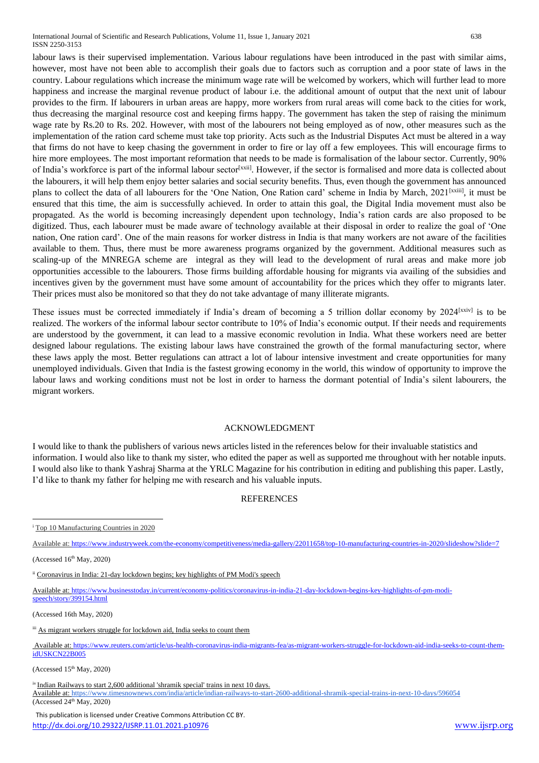labour laws is their supervised implementation. Various labour regulations have been introduced in the past with similar aims, however, most have not been able to accomplish their goals due to factors such as corruption and a poor state of laws in the country. Labour regulations which increase the minimum wage rate will be welcomed by workers, which will further lead to more happiness and increase the marginal revenue product of labour i.e. the additional amount of output that the next unit of labour provides to the firm. If labourers in urban areas are happy, more workers from rural areas will come back to the cities for work, thus decreasing the marginal resource cost and keeping firms happy. The government has taken the step of raising the minimum wage rate by Rs.20 to Rs. 202. However, with most of the labourers not being employed as of now, other measures such as the implementation of the ration card scheme must take top priority. Acts such as the Industrial Disputes Act must be altered in a way that firms do not have to keep chasing the government in order to fire or lay off a few employees. This will encourage firms to hire more employees. The most important reformation that needs to be made is formalisation of the labour sector. Currently, 90% of India's workforce is part of the informal labour sector[xxii]. However, if the sector is formalised and more data is collected about the labourers, it will help them enjoy better salaries and social security benefits. Thus, even though the government has announced plans to collect the data of all labourers for the 'One Nation, One Ration card' scheme in India by March, 2021[xxiii], it must be ensured that this time, the aim is successfully achieved. In order to attain this goal, the Digital India movement must also be propagated. As the world is becoming increasingly dependent upon technology, India's ration cards are also proposed to be digitized. Thus, each labourer must be made aware of technology available at their disposal in order to realize the goal of 'One nation, One ration card'. One of the main reasons for worker distress in India is that many workers are not aware of the facilities available to them. Thus, there must be more awareness programs organized by the government. Additional measures such as scaling-up of the MNREGA scheme are integral as they will lead to the development of rural areas and make more job opportunities accessible to the labourers. Those firms building affordable housing for migrants via availing of the subsidies and incentives given by the government must have some amount of accountability for the prices which they offer to migrants later. Their prices must also be monitored so that they do not take advantage of many illiterate migrants.

These issues must be corrected immediately if India's dream of becoming a 5 trillion dollar economy by 2024[xxiv] is to be realized. The workers of the informal labour sector contribute to 10% of India's economic output. If their needs and requirements are understood by the government, it can lead to a massive economic revolution in India. What these workers need are better designed labour regulations. The existing labour laws have constrained the growth of the formal manufacturing sector, where these laws apply the most. Better regulations can attract a lot of labour intensive investment and create opportunities for many unemployed individuals. Given that India is the fastest growing economy in the world, this window of opportunity to improve the labour laws and working conditions must not be lost in order to harness the dormant potential of India's silent labourers, the migrant workers.

## ACKNOWLEDGMENT

I would like to thank the publishers of various news articles listed in the references below for their invaluable statistics and information. I would also like to thank my sister, who edited the paper as well as supported me throughout with her notable inputs. I would also like to thank Yashraj Sharma at the YRLC Magazine for his contribution in editing and publishing this paper. Lastly, I'd like to thank my father for helping me with research and his valuable inputs.

## REFERENCES

[i] Top 10 Manufacturing Countries in 2020

Available at: https://www.industryweek.com/the-economy/competitiveness/media-gallery/22011658/top-10-manufacturing-countries-in-2020/slideshow?slide=7

(Accessed 16th May, 2020)

[ii] Coronavirus in India: 21-day lockdown begins; key highlights of PM Modi's speech

Available at: https://www.businesstoday.in/current/economy-politics/coronavirus-in-india-21-day-lockdown-begins-key-highlights-of-pm-modi-speech/story/399154.html

(Accessed 16th May, 2020)

[iii] As migrant workers struggle for lockdown aid, India seeks to count them

Available at: https://www.reuters.com/article/us-health-coronavirus-india-migrants-fea/as-migrant-workers-struggle-for-lockdown-aid-india-seeks-to-count-them-idUSKCN22B005

(Accessed 15th May, 2020)

[iv] Indian Railways to start 2,600 additional 'shramik special' trains in next 10 days.
Available at: https://www.timesnownews.com/india/article/indian-railways-to-start-2600-additional-shramik-special-trains-in-next-10-days/596054
(Accessed 24th May, 2020)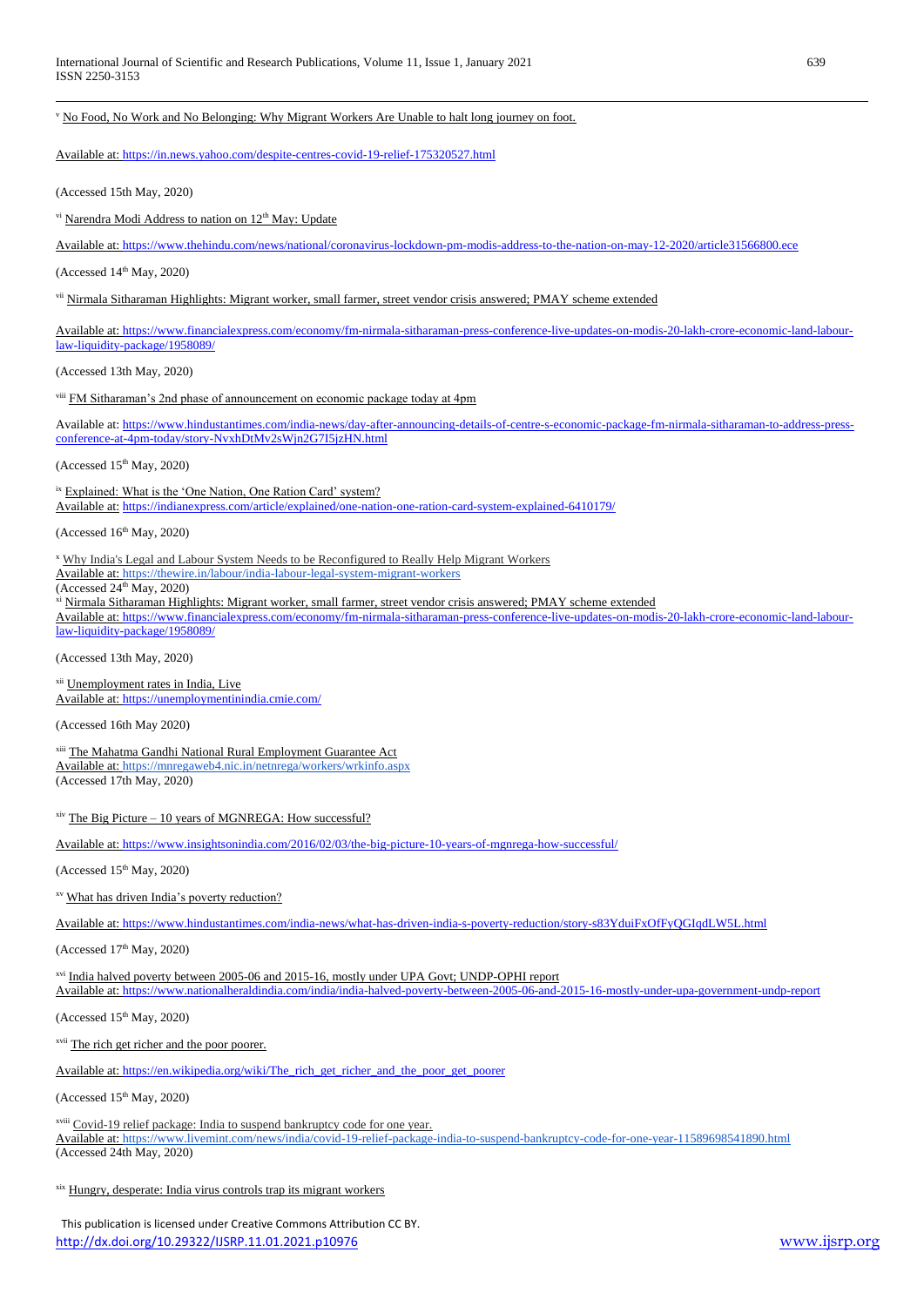[v] No Food, No Work and No Belonging: Why Migrant Workers Are Unable to halt long journey on foot.

Available at: https://in.news.yahoo.com/despite-centres-covid-19-relief-175320527.html

(Accessed 15th May, 2020)

[vi] Narendra Modi Address to nation on 12th May: Update

Available at: https://www.thehindu.com/news/national/coronavirus-lockdown-pm-modis-address-to-the-nation-on-may-12-2020/article31566800.ece

(Accessed 14th May, 2020)

[vii] Nirmala Sitharaman Highlights: Migrant worker, small farmer, street vendor crisis answered; PMAY scheme extended

Available at: https://www.financialexpress.com/economy/fm-nirmala-sitharaman-press-conference-live-updates-on-modis-20-lakh-crore-economic-land-labour-law-liquidity-package/1958089/

(Accessed 13th May, 2020)

[viii] FM Sitharaman's 2nd phase of announcement on economic package today at 4pm

Available at: https://www.hindustantimes.com/india-news/day-after-announcing-details-of-centre-s-economic-package-fm-nirmala-sitharaman-to-address-press-conference-at-4pm-today/story-NvxhDtMv2sWjn2G7I5jzHN.html

(Accessed 15th May, 2020)

[ix] Explained: What is the 'One Nation, One Ration Card' system?
Available at: https://indianexpress.com/article/explained/one-nation-one-ration-card-system-explained-6410179/

(Accessed 16th May, 2020)

[x] Why India's Legal and Labour System Needs to be Reconfigured to Really Help Migrant Workers
Available at: https://thewire.in/labour/india-labour-legal-system-migrant-workers
(Accessed 24th May, 2020)
[xi] Nirmala Sitharaman Highlights: Migrant worker, small farmer, street vendor crisis answered; PMAY scheme extended
Available at: https://www.financialexpress.com/economy/fm-nirmala-sitharaman-press-conference-live-updates-on-modis-20-lakh-crore-economic-land-labour-law-liquidity-package/1958089/

(Accessed 13th May, 2020)

[xii] Unemployment rates in India, Live
Available at: https://unemploymentinindia.cmie.com/

(Accessed 16th May 2020)

[xiii] The Mahatma Gandhi National Rural Employment Guarantee Act
Available at: https://mnregaweb4.nic.in/netnrega/workers/wrkinfo.aspx
(Accessed 17th May, 2020)

[xiv] The Big Picture – 10 years of MGNREGA: How successful?

Available at: https://www.insightsonindia.com/2016/02/03/the-big-picture-10-years-of-mgnrega-how-successful/

(Accessed 15th May, 2020)

[xv] What has driven India's poverty reduction?

Available at: https://www.hindustantimes.com/india-news/what-has-driven-india-s-poverty-reduction/story-s83YduiFxOfFyQGIqdLW5L.html

(Accessed 17th May, 2020)

[xvi] India halved poverty between 2005-06 and 2015-16, mostly under UPA Govt; UNDP-OPHI report
Available at: https://www.nationalheraldindia.com/india/india-halved-poverty-between-2005-06-and-2015-16-mostly-under-upa-government-undp-report

(Accessed 15th May, 2020)

[xvii] The rich get richer and the poor poorer.

Available at: https://en.wikipedia.org/wiki/The_rich_get_richer_and_the_poor_get_poorer

(Accessed 15th May, 2020)

[xviii] Covid-19 relief package: India to suspend bankruptcy code for one year.
Available at: https://www.livemint.com/news/india/covid-19-relief-package-india-to-suspend-bankruptcy-code-for-one-year-11589698541890.html
(Accessed 24th May, 2020)

[xix] Hungry, desperate: India virus controls trap its migrant workers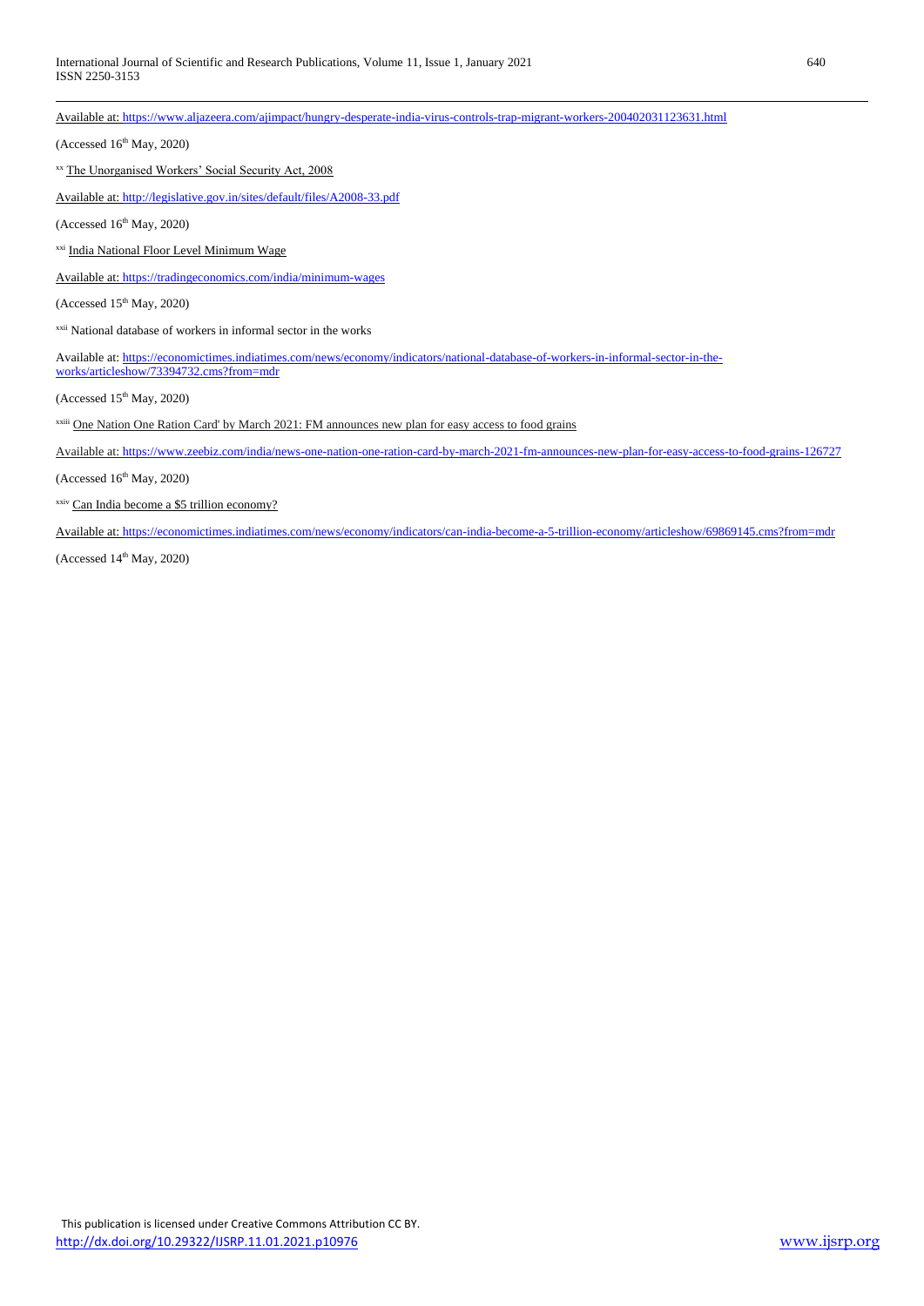Available at: https://www.aljazeera.com/ajimpact/hungry-desperate-india-virus-controls-trap-migrant-workers-200402031123631.html

(Accessed 16th May, 2020)

[xx] The Unorganised Workers' Social Security Act, 2008

Available at: http://legislative.gov.in/sites/default/files/A2008-33.pdf

(Accessed 16th May, 2020)

[xxi] India National Floor Level Minimum Wage

Available at: https://tradingeconomics.com/india/minimum-wages

(Accessed 15th May, 2020)

[xxii] National database of workers in informal sector in the works

Available at: https://economictimes.indiatimes.com/news/economy/indicators/national-database-of-workers-in-informal-sector-in-the-works/articleshow/73394732.cms?from=mdr

(Accessed 15th May, 2020)

[xxiii] One Nation One Ration Card' by March 2021: FM announces new plan for easy access to food grains

Available at: https://www.zeebiz.com/india/news-one-nation-one-ration-card-by-march-2021-fm-announces-new-plan-for-easy-access-to-food-grains-126727

(Accessed 16th May, 2020)

[xxiv] Can India become a $5 trillion economy?

Available at: https://economictimes.indiatimes.com/news/economy/indicators/can-india-become-a-5-trillion-economy/articleshow/69869145.cms?from=mdr

(Accessed 14th May, 2020)